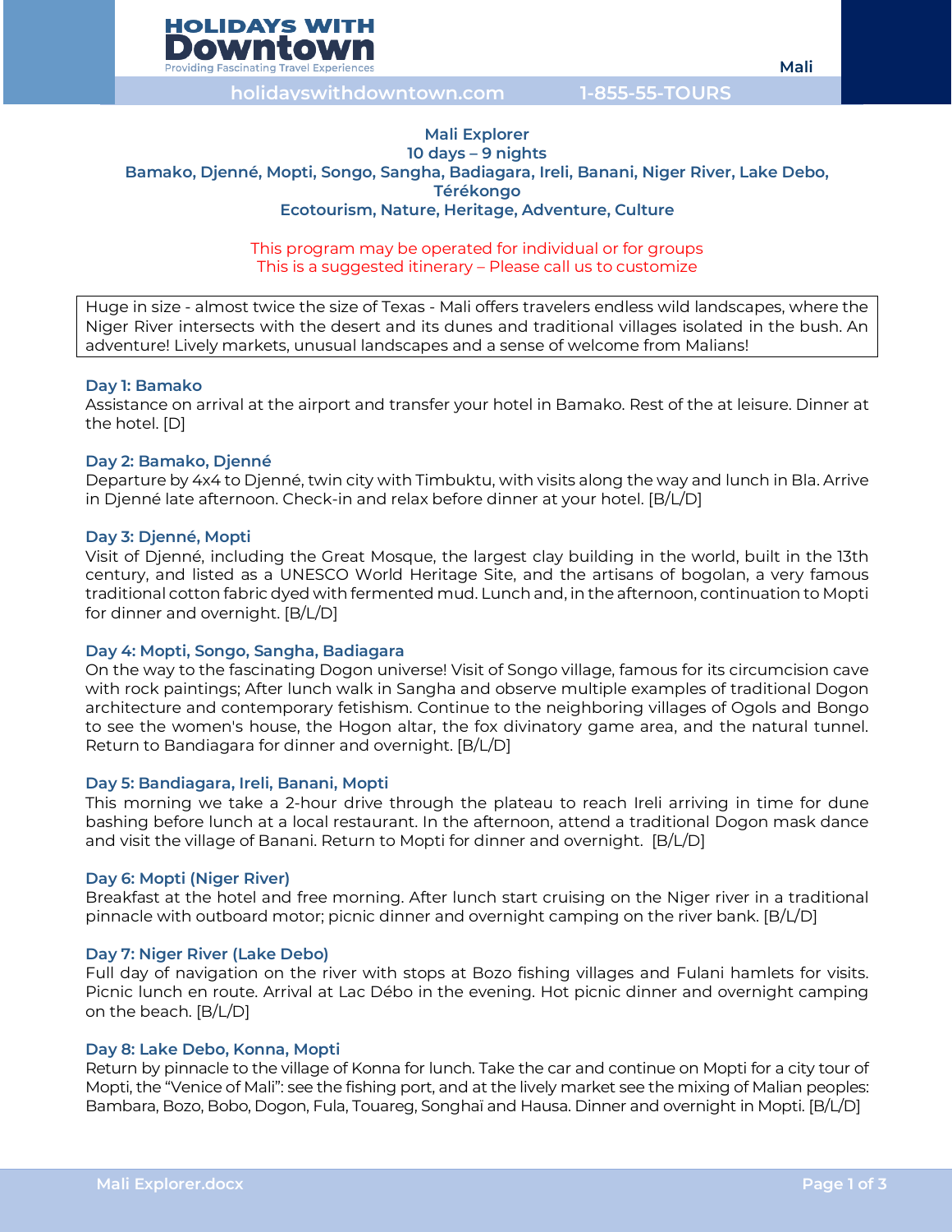# Mali Explorer

**10 days – 9 nights**

**Bamako, Djenné, Mopti, Songo, Sangha, Badiagara, Ireli, Banani, Niger River, Lake Debo, Térékongo**

**Ecotourism, Nature, Heritage, Adventure, Culture**

This program may be operated for individual or for groups
This is a suggested itinerary – Please call us to customize

Huge in size - almost twice the size of Texas - Mali offers travelers endless wild landscapes, where the Niger River intersects with the desert and its dunes and traditional villages isolated in the bush. An adventure! Lively markets, unusual landscapes and a sense of welcome from Malians!

### Day 1: Bamako

Assistance on arrival at the airport and transfer your hotel in Bamako. Rest of the at leisure. Dinner at the hotel. [D]

### Day 2: Bamako, Djenné

Departure by 4x4 to Djenné, twin city with Timbuktu, with visits along the way and lunch in Bla. Arrive in Djenné late afternoon. Check-in and relax before dinner at your hotel. [B/L/D]

### Day 3: Djenné, Mopti

Visit of Djenné, including the Great Mosque, the largest clay building in the world, built in the 13th century, and listed as a UNESCO World Heritage Site, and the artisans of bogolan, a very famous traditional cotton fabric dyed with fermented mud. Lunch and, in the afternoon, continuation to Mopti for dinner and overnight. [B/L/D]

### Day 4: Mopti, Songo, Sangha, Badiagara

On the way to the fascinating Dogon universe! Visit of Songo village, famous for its circumcision cave with rock paintings; After lunch walk in Sangha and observe multiple examples of traditional Dogon architecture and contemporary fetishism. Continue to the neighboring villages of Ogols and Bongo to see the women's house, the Hogon altar, the fox divinatory game area, and the natural tunnel. Return to Bandiagara for dinner and overnight. [B/L/D]

### Day 5: Bandiagara, Ireli, Banani, Mopti

This morning we take a 2-hour drive through the plateau to reach Ireli arriving in time for dune bashing before lunch at a local restaurant. In the afternoon, attend a traditional Dogon mask dance and visit the village of Banani. Return to Mopti for dinner and overnight. [B/L/D]

### Day 6: Mopti (Niger River)

Breakfast at the hotel and free morning. After lunch start cruising on the Niger river in a traditional pinnacle with outboard motor; picnic dinner and overnight camping on the river bank. [B/L/D]

### Day 7: Niger River (Lake Debo)

Full day of navigation on the river with stops at Bozo fishing villages and Fulani hamlets for visits. Picnic lunch en route. Arrival at Lac Débo in the evening. Hot picnic dinner and overnight camping on the beach. [B/L/D]

### Day 8: Lake Debo, Konna, Mopti

Return by pinnacle to the village of Konna for lunch. Take the car and continue on Mopti for a city tour of Mopti, the "Venice of Mali": see the fishing port, and at the lively market see the mixing of Malian peoples: Bambara, Bozo, Bobo, Dogon, Fula, Touareg, Songhaï and Hausa. Dinner and overnight in Mopti. [B/L/D]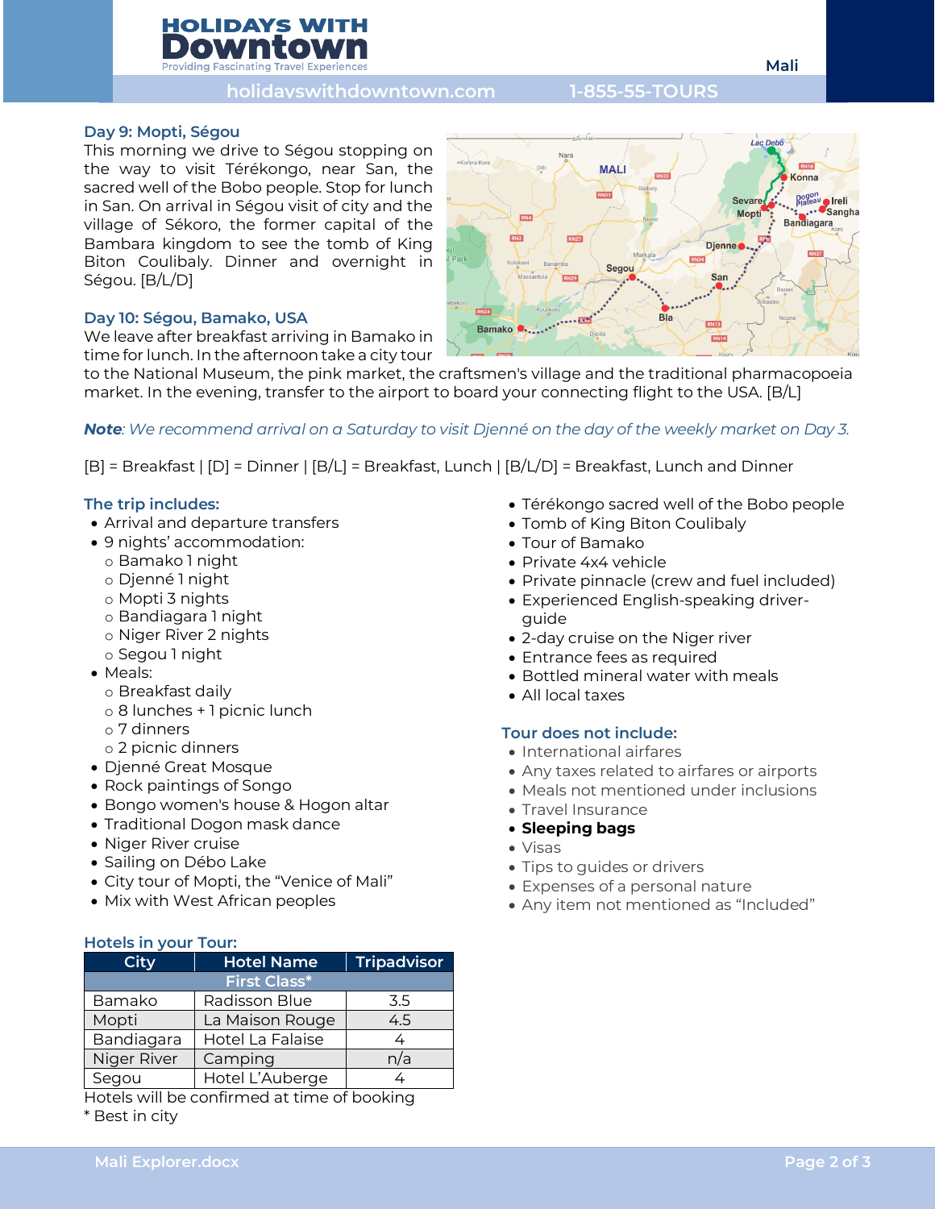### Day 9: Mopti, Ségou

This morning we drive to Ségou stopping on the way to visit Térékongo, near San, the sacred well of the Bobo people. Stop for lunch in San. On arrival in Ségou visit of city and the village of Sékoro, the former capital of the Bambara kingdom to see the tomb of King Biton Coulibaly. Dinner and overnight in Ségou. [B/L/D]

### Day 10: Ségou, Bamako, USA

We leave after breakfast arriving in Bamako in time for lunch. In the afternoon take a city tour to the National Museum, the pink market, the craftsmen's village and the traditional pharmacopoeia market. In the evening, transfer to the airport to board your connecting flight to the USA. [B/L]

***Note**: We recommend arrival on a Saturday to visit Djenné on the day of the weekly market on Day 3.*

[B] = Breakfast | [D] = Dinner | [B/L] = Breakfast, Lunch | [B/L/D] = Breakfast, Lunch and Dinner

### The trip includes:

- Arrival and departure transfers
- 9 nights' accommodation:
  - Bamako 1 night
  - Djenné 1 night
  - Mopti 3 nights
  - Bandiagara 1 night
  - Niger River 2 nights
  - Segou 1 night
- Meals:
  - Breakfast daily
  - 8 lunches + 1 picnic lunch
  - 7 dinners
  - 2 picnic dinners
- Djenné Great Mosque
- Rock paintings of Songo
- Bongo women's house & Hogon altar
- Traditional Dogon mask dance
- Niger River cruise
- Sailing on Débo Lake
- City tour of Mopti, the "Venice of Mali"
- Mix with West African peoples
- Térékongo sacred well of the Bobo people
- Tomb of King Biton Coulibaly
- Tour of Bamako
- Private 4x4 vehicle
- Private pinnacle (crew and fuel included)
- Experienced English-speaking driver-guide
- 2-day cruise on the Niger river
- Entrance fees as required
- Bottled mineral water with meals
- All local taxes

### Tour does not include:

- International airfares
- Any taxes related to airfares or airports
- Meals not mentioned under inclusions
- Travel Insurance
- **Sleeping bags**
- Visas
- Tips to guides or drivers
- Expenses of a personal nature
- Any item not mentioned as "Included"

### Hotels in your Tour:

| City | Hotel Name | Tripadvisor |
|---|---|---|
| First Class* | | |
| Bamako | Radisson Blue | 3.5 |
| Mopti | La Maison Rouge | 4.5 |
| Bandiagara | Hotel La Falaise | 4 |
| Niger River | Camping | n/a |
| Segou | Hotel L'Auberge | 4 |

Hotels will be confirmed at time of booking

* Best in city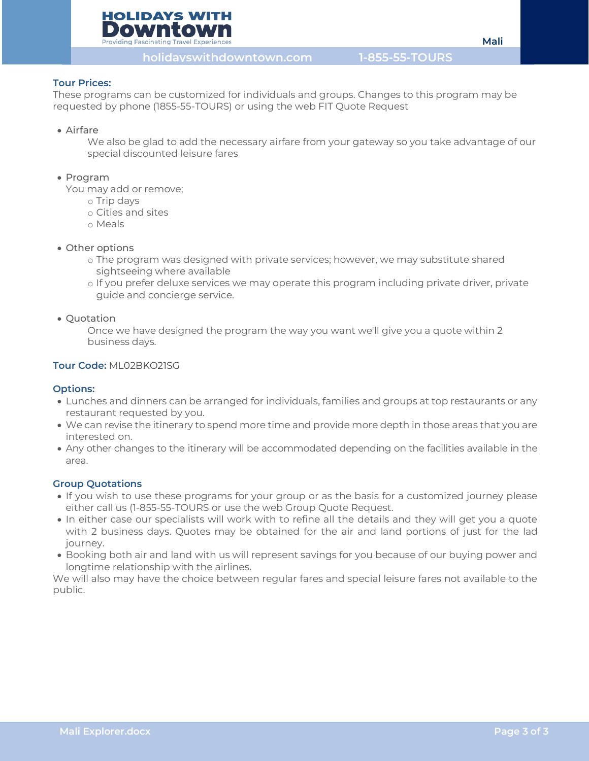### Tour Prices:

These programs can be customized for individuals and groups. Changes to this program may be requested by phone (1855-55-TOURS) or using the web FIT Quote Request

- Airfare

  We also be glad to add the necessary airfare from your gateway so you take advantage of our special discounted leisure fares

- Program

  You may add or remove;
  - Trip days
  - Cities and sites
  - Meals

- Other options
  - The program was designed with private services; however, we may substitute shared sightseeing where available
  - If you prefer deluxe services we may operate this program including private driver, private guide and concierge service.

- Quotation

  Once we have designed the program the way you want we'll give you a quote within 2 business days.

**Tour Code:** ML02BKO21SG

### Options:

- Lunches and dinners can be arranged for individuals, families and groups at top restaurants or any restaurant requested by you.
- We can revise the itinerary to spend more time and provide more depth in those areas that you are interested on.
- Any other changes to the itinerary will be accommodated depending on the facilities available in the area.

### Group Quotations

- If you wish to use these programs for your group or as the basis for a customized journey please either call us (1-855-55-TOURS or use the web Group Quote Request.
- In either case our specialists will work with to refine all the details and they will get you a quote with 2 business days. Quotes may be obtained for the air and land portions of just for the lad journey.
- Booking both air and land with us will represent savings for you because of our buying power and longtime relationship with the airlines.

We will also may have the choice between regular fares and special leisure fares not available to the public.